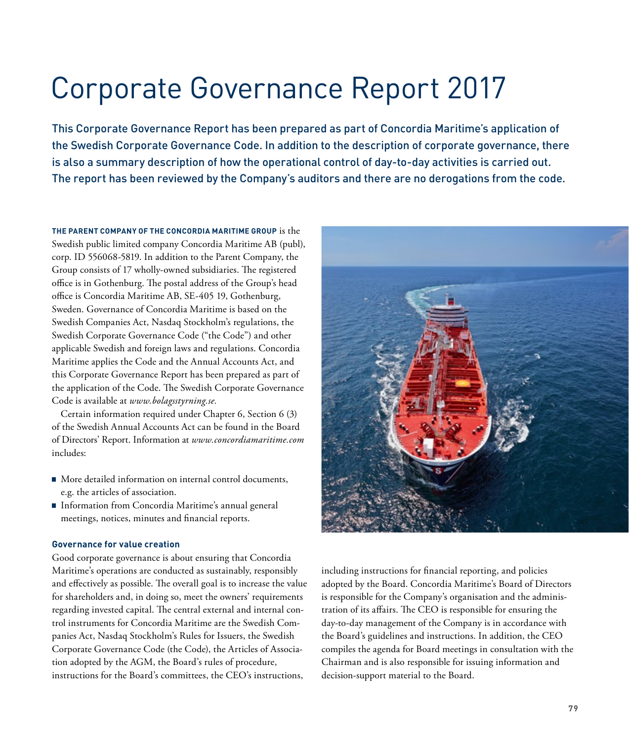# Corporate Governance Report 2017

This Corporate Governance Report has been prepared as part of Concordia Maritime's application of the Swedish Corporate Governance Code. In addition to the description of corporate governance, there is also a summary description of how the operational control of day-to-day activities is carried out. The report has been reviewed by the Company's auditors and there are no derogations from the code.

**THE PARENT COMPANY OF THE CONCORDIA MARITIME GROUP** is the Swedish public limited company Concordia Maritime AB (publ), corp. ID 556068-5819. In addition to the Parent Company, the Group consists of 17 wholly-owned subsidiaries. The registered office is in Gothenburg. The postal address of the Group's head office is Concordia Maritime AB, SE-405 19, Gothenburg, Sweden. Governance of Concordia Maritime is based on the Swedish Companies Act, Nasdaq Stockholm's regulations, the Swedish Corporate Governance Code ("the Code") and other applicable Swedish and foreign laws and regulations. Concordia Maritime applies the Code and the Annual Accounts Act, and this Corporate Governance Report has been prepared as part of the application of the Code. The Swedish Corporate Governance Code is available at *www.bolagsstyrning.se.*

Certain information required under Chapter 6, Section 6 (3) of the Swedish Annual Accounts Act can be found in the Board of Directors' Report. Information at *www.concordiamaritime.com* includes:

- More detailed information on internal control documents, e.g. the articles of association.
- Information from Concordia Maritime's annual general meetings, notices, minutes and financial reports.

### Governance for value creation

Good corporate governance is about ensuring that Concordia Maritime's operations are conducted as sustainably, responsibly and effectively as possible. The overall goal is to increase the value for shareholders and, in doing so, meet the owners' requirements regarding invested capital. The central external and internal control instruments for Concordia Maritime are the Swedish Companies Act, Nasdaq Stockholm's Rules for Issuers, the Swedish Corporate Governance Code (the Code), the Articles of Association adopted by the AGM, the Board's rules of procedure, instructions for the Board's committees, the CEO's instructions, including instructions for financial reporting, and policies adopted by the Board. Concordia Maritime's Board of Directors is responsible for the Company's organisation and the administration of its affairs. The CEO is responsible for ensuring the day-to-day management of the Company is in accordance with the Board's guidelines and instructions. In addition, the CEO compiles the agenda for Board meetings in consultation with the Chairman and is also responsible for issuing information and decision-support material to the Board.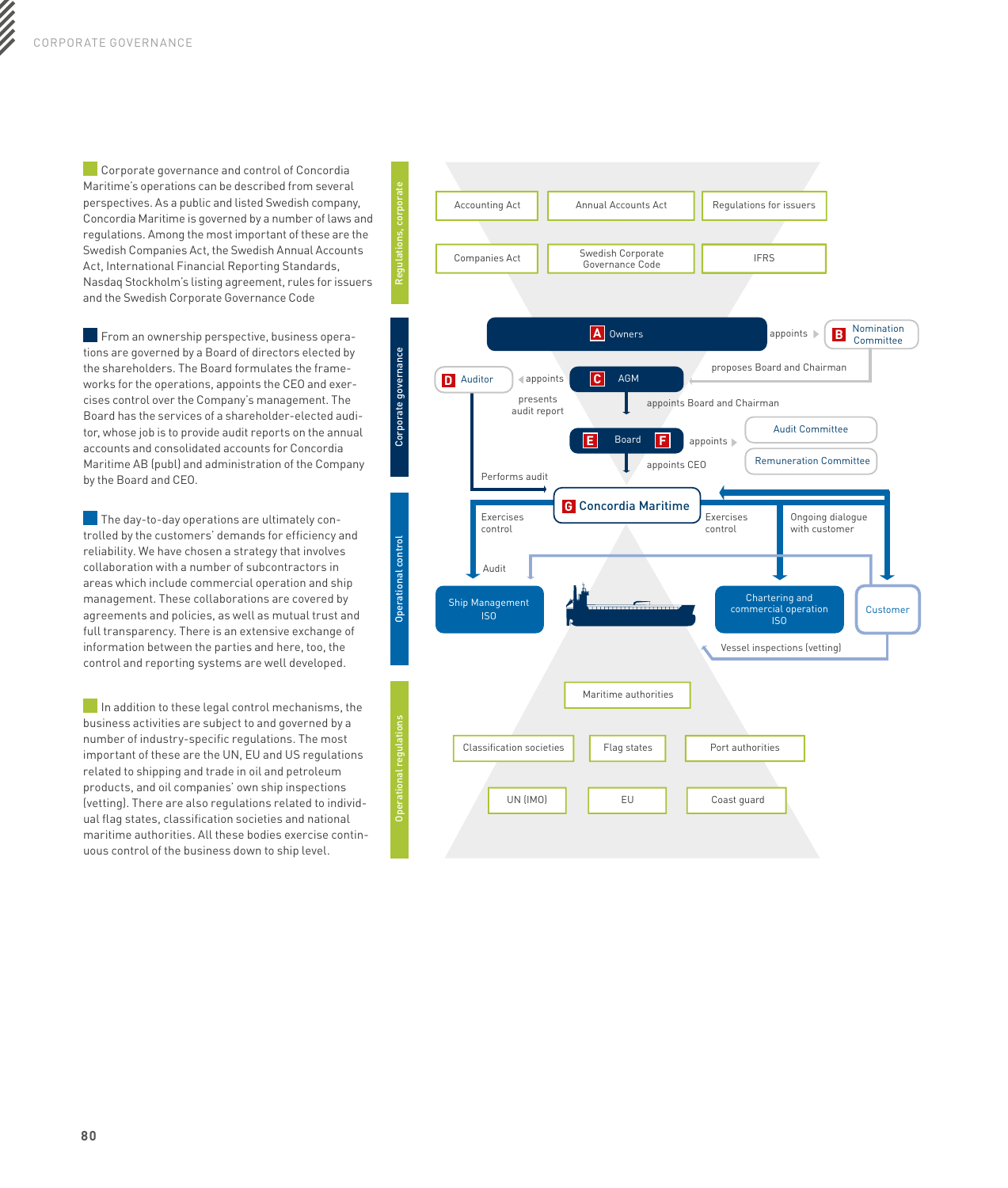Corporate governance and control of Concordia Maritime's operations can be described from several perspectives. As a public and listed Swedish company, Concordia Maritime is governed by a number of laws and regulations. Among the most important of these are the Swedish Companies Act, the Swedish Annual Accounts Act, International Financial Reporting Standards, Nasdaq Stockholm's listing agreement, rules for issuers and the Swedish Corporate Governance Code

From an ownership perspective, business operations are governed by a Board of directors elected by the shareholders. The Board formulates the frameworks for the operations, appoints the CEO and exercises control over the Company's management. The Board has the services of a shareholder-elected auditor, whose job is to provide audit reports on the annual accounts and consolidated accounts for Concordia Maritime AB (publ) and administration of the Company by the Board and CEO.

The day-to-day operations are ultimately controlled by the customers' demands for efficiency and reliability. We have chosen a strategy that involves collaboration with a number of subcontractors in areas which include commercial operation and ship management. These collaborations are covered by agreements and policies, as well as mutual trust and full transparency. There is an extensive exchange of information between the parties and here, too, the control and reporting systems are well developed.

In addition to these legal control mechanisms, the business activities are subject to and governed by a number of industry-specific regulations. The most important of these are the UN, EU and US regulations related to shipping and trade in oil and petroleum products, and oil companies' own ship inspections (vetting). There are also regulations related to individual flag states, classification societies and national maritime authorities. All these bodies exercise continuous control of the business down to ship level.

**Regulations, corporate**

Accounting Act | Annual Accounts Act | Regulations for issuers

Companies Act | Swedish Corporate Governance Code | IFRS

**Corporate governance**

A Owners — appoints → B Nomination Committee

B Nomination Committee — proposes Board and Chairman → C AGM

C AGM — appoints → D Auditor

D Auditor — presents audit report → C AGM

C AGM — appoints Board and Chairman → E Board F

E Board F — appoints → Audit Committee, Remuneration Committee

E Board — appoints CEO → G Concordia Maritime

D Auditor — Performs audit → G Concordia Maritime

**Operational control**

G Concordia Maritime — Exercises control → Ship Management ISO

G Concordia Maritime — Exercises control → Chartering and commercial operation ISO

G Concordia Maritime — Ongoing dialogue with customer → Customer

Audit

Customer — Vessel inspections (vetting)

**Operational regulations**

Maritime authorities

Classification societies | Flag states | Port authorities

UN (IMO) | EU | Coast guard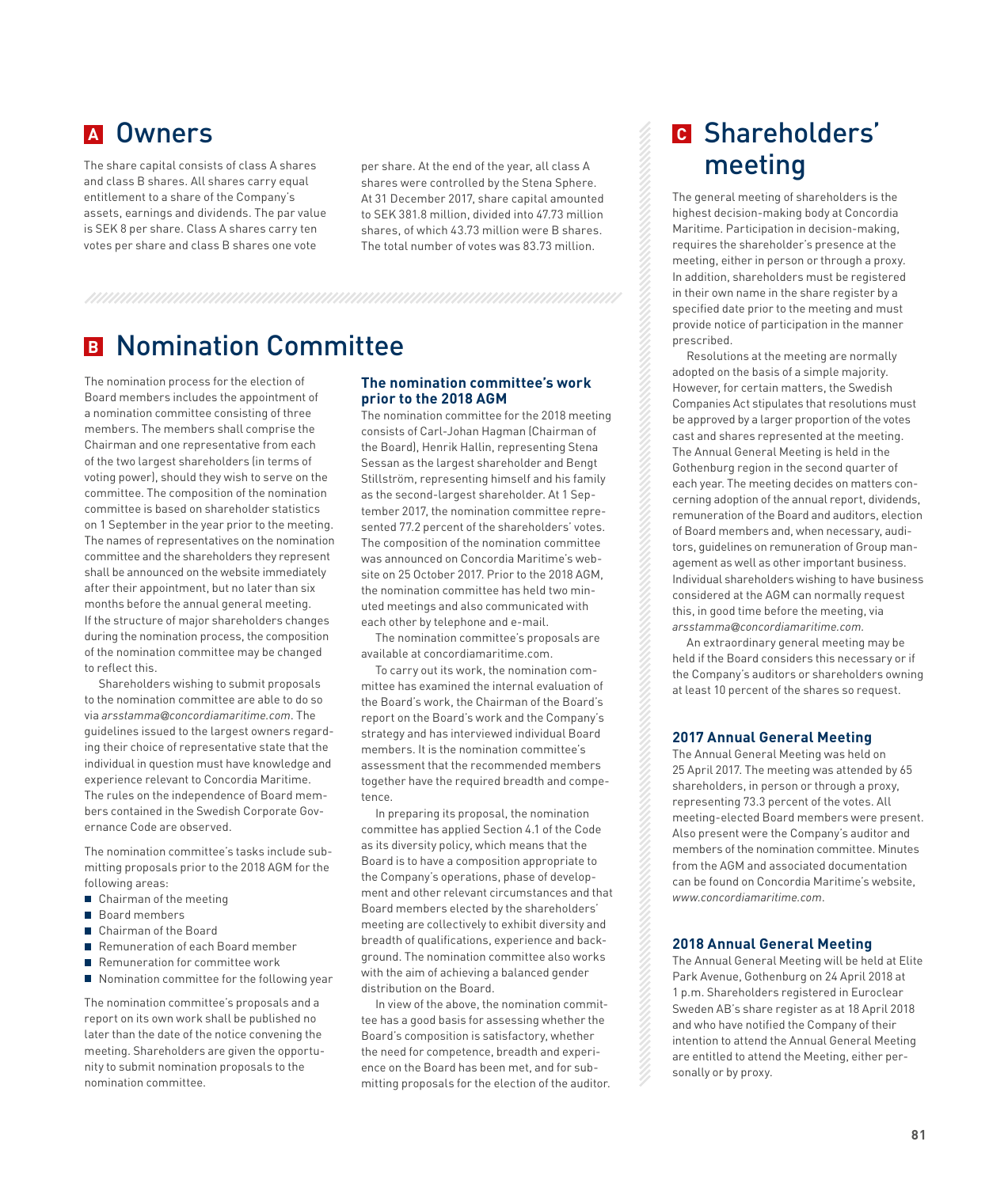## A Owners

The share capital consists of class A shares and class B shares. All shares carry equal entitlement to a share of the Company's assets, earnings and dividends. The par value is SEK 8 per share. Class A shares carry ten votes per share and class B shares one vote per share. At the end of the year, all class A shares were controlled by the Stena Sphere. At 31 December 2017, share capital amounted to SEK 381.8 million, divided into 47.73 million shares, of which 43.73 million were B shares. The total number of votes was 83.73 million.

## B Nomination Committee

The nomination process for the election of Board members includes the appointment of a nomination committee consisting of three members. The members shall comprise the Chairman and one representative from each of the two largest shareholders (in terms of voting power), should they wish to serve on the committee. The composition of the nomination committee is based on shareholder statistics on 1 September in the year prior to the meeting. The names of representatives on the nomination committee and the shareholders they represent shall be announced on the website immediately after their appointment, but no later than six months before the annual general meeting. If the structure of major shareholders changes during the nomination process, the composition of the nomination committee may be changed to reflect this.

Shareholders wishing to submit proposals to the nomination committee are able to do so via *arsstamma@concordiamaritime.com*. The guidelines issued to the largest owners regarding their choice of representative state that the individual in question must have knowledge and experience relevant to Concordia Maritime. The rules on the independence of Board members contained in the Swedish Corporate Governance Code are observed.

The nomination committee's tasks include submitting proposals prior to the 2018 AGM for the following areas:

- Chairman of the meeting
- Board members
- Chairman of the Board
- Remuneration of each Board member
- Remuneration for committee work
- Nomination committee for the following year

The nomination committee's proposals and a report on its own work shall be published no later than the date of the notice convening the meeting. Shareholders are given the opportunity to submit nomination proposals to the nomination committee.

### The nomination committee's work prior to the 2018 AGM

The nomination committee for the 2018 meeting consists of Carl-Johan Hagman (Chairman of the Board), Henrik Hallin, representing Stena Sessan as the largest shareholder and Bengt Stillström, representing himself and his family as the second-largest shareholder. At 1 September 2017, the nomination committee represented 77.2 percent of the shareholders' votes. The composition of the nomination committee was announced on Concordia Maritime's website on 25 October 2017. Prior to the 2018 AGM, the nomination committee has held two minuted meetings and also communicated with each other by telephone and e-mail.

The nomination committee's proposals are available at concordiamaritime.com.

To carry out its work, the nomination committee has examined the internal evaluation of the Board's work, the Chairman of the Board's report on the Board's work and the Company's strategy and has interviewed individual Board members. It is the nomination committee's assessment that the recommended members together have the required breadth and competence.

In preparing its proposal, the nomination committee has applied Section 4.1 of the Code as its diversity policy, which means that the Board is to have a composition appropriate to the Company's operations, phase of development and other relevant circumstances and that Board members elected by the shareholders' meeting are collectively to exhibit diversity and breadth of qualifications, experience and background. The nomination committee also works with the aim of achieving a balanced gender distribution on the Board.

In view of the above, the nomination committee has a good basis for assessing whether the Board's composition is satisfactory, whether the need for competence, breadth and experience on the Board has been met, and for submitting proposals for the election of the auditor.

## C Shareholders' meeting

The general meeting of shareholders is the highest decision-making body at Concordia Maritime. Participation in decision-making, requires the shareholder's presence at the meeting, either in person or through a proxy. In addition, shareholders must be registered in their own name in the share register by a specified date prior to the meeting and must provide notice of participation in the manner prescribed.

Resolutions at the meeting are normally adopted on the basis of a simple majority. However, for certain matters, the Swedish Companies Act stipulates that resolutions must be approved by a larger proportion of the votes cast and shares represented at the meeting. The Annual General Meeting is held in the Gothenburg region in the second quarter of each year. The meeting decides on matters concerning adoption of the annual report, dividends, remuneration of the Board and auditors, election of Board members and, when necessary, auditors, guidelines on remuneration of Group management as well as other important business. Individual shareholders wishing to have business considered at the AGM can normally request this, in good time before the meeting, via *arsstamma@concordiamaritime.com.*

An extraordinary general meeting may be held if the Board considers this necessary or if the Company's auditors or shareholders owning at least 10 percent of the shares so request.

### 2017 Annual General Meeting

The Annual General Meeting was held on 25 April 2017. The meeting was attended by 65 shareholders, in person or through a proxy, representing 73.3 percent of the votes. All meeting-elected Board members were present. Also present were the Company's auditor and members of the nomination committee. Minutes from the AGM and associated documentation can be found on Concordia Maritime's website, *www.concordiamaritime.com*.

### 2018 Annual General Meeting

The Annual General Meeting will be held at Elite Park Avenue, Gothenburg on 24 April 2018 at 1 p.m. Shareholders registered in Euroclear Sweden AB's share register as at 18 April 2018 and who have notified the Company of their intention to attend the Annual General Meeting are entitled to attend the Meeting, either personally or by proxy.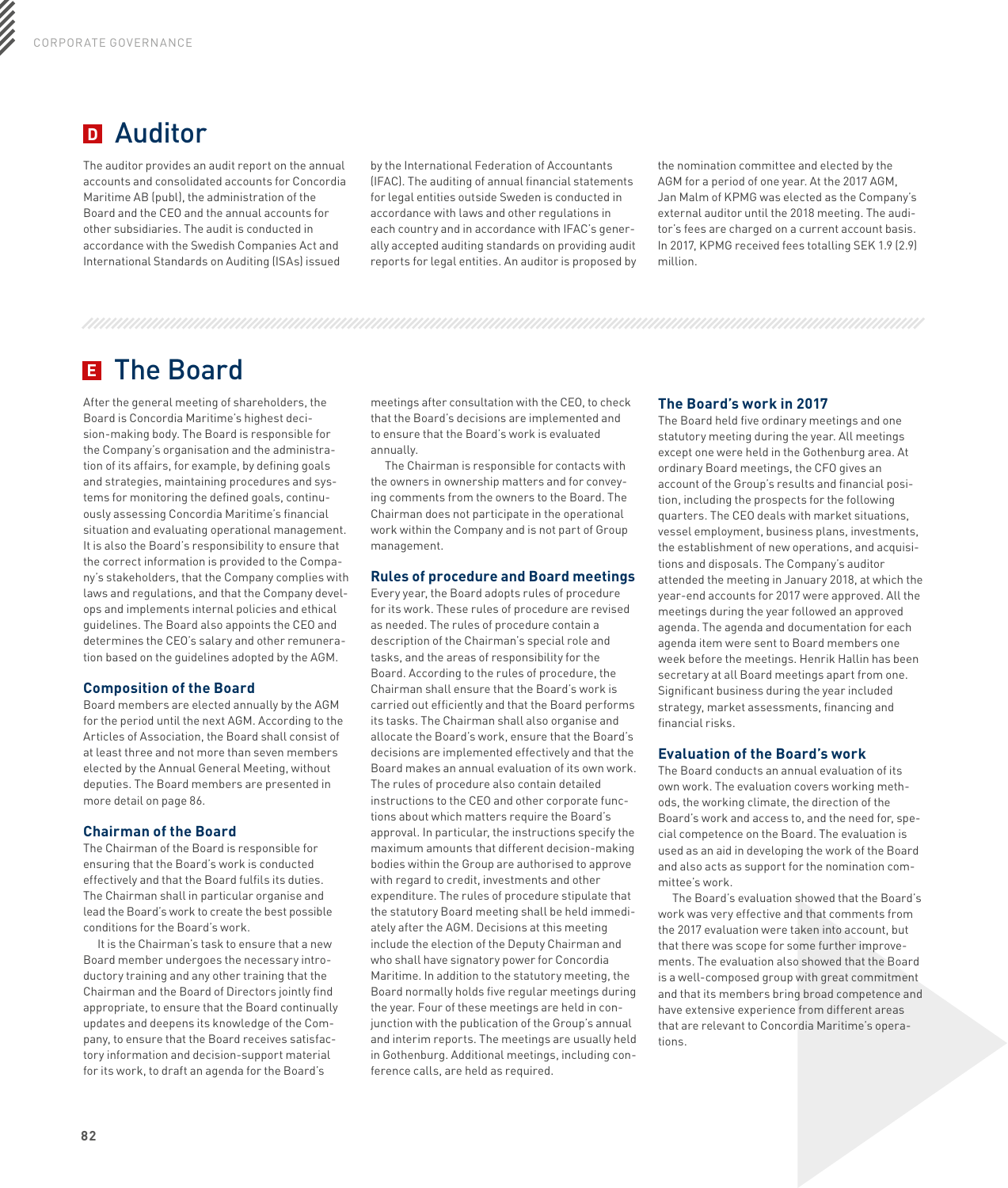# D Auditor

The auditor provides an audit report on the annual accounts and consolidated accounts for Concordia Maritime AB (publ), the administration of the Board and the CEO and the annual accounts for other subsidiaries. The audit is conducted in accordance with the Swedish Companies Act and International Standards on Auditing (ISAs) issued by the International Federation of Accountants (IFAC). The auditing of annual financial statements for legal entities outside Sweden is conducted in accordance with laws and other regulations in each country and in accordance with IFAC's generally accepted auditing standards on providing audit reports for legal entities. An auditor is proposed by the nomination committee and elected by the AGM for a period of one year. At the 2017 AGM, Jan Malm of KPMG was elected as the Company's external auditor until the 2018 meeting. The auditor's fees are charged on a current account basis. In 2017, KPMG received fees totalling SEK 1.9 (2.9) million.

# E The Board

After the general meeting of shareholders, the Board is Concordia Maritime's highest decision-making body. The Board is responsible for the Company's organisation and the administration of its affairs, for example, by defining goals and strategies, maintaining procedures and systems for monitoring the defined goals, continuously assessing Concordia Maritime's financial situation and evaluating operational management. It is also the Board's responsibility to ensure that the correct information is provided to the Company's stakeholders, that the Company complies with laws and regulations, and that the Company develops and implements internal policies and ethical guidelines. The Board also appoints the CEO and determines the CEO's salary and other remuneration based on the guidelines adopted by the AGM.

### Composition of the Board

Board members are elected annually by the AGM for the period until the next AGM. According to the Articles of Association, the Board shall consist of at least three and not more than seven members elected by the Annual General Meeting, without deputies. The Board members are presented in more detail on page 86.

### Chairman of the Board

The Chairman of the Board is responsible for ensuring that the Board's work is conducted effectively and that the Board fulfils its duties. The Chairman shall in particular organise and lead the Board's work to create the best possible conditions for the Board's work.

It is the Chairman's task to ensure that a new Board member undergoes the necessary introductory training and any other training that the Chairman and the Board of Directors jointly find appropriate, to ensure that the Board continually updates and deepens its knowledge of the Company, to ensure that the Board receives satisfactory information and decision-support material for its work, to draft an agenda for the Board's meetings after consultation with the CEO, to check that the Board's decisions are implemented and to ensure that the Board's work is evaluated annually.

The Chairman is responsible for contacts with the owners in ownership matters and for conveying comments from the owners to the Board. The Chairman does not participate in the operational work within the Company and is not part of Group management.

### Rules of procedure and Board meetings

Every year, the Board adopts rules of procedure for its work. These rules of procedure are revised as needed. The rules of procedure contain a description of the Chairman's special role and tasks, and the areas of responsibility for the Board. According to the rules of procedure, the Chairman shall ensure that the Board's work is carried out efficiently and that the Board performs its tasks. The Chairman shall also organise and allocate the Board's work, ensure that the Board's decisions are implemented effectively and that the Board makes an annual evaluation of its own work. The rules of procedure also contain detailed instructions to the CEO and other corporate functions about which matters require the Board's approval. In particular, the instructions specify the maximum amounts that different decision-making bodies within the Group are authorised to approve with regard to credit, investments and other expenditure. The rules of procedure stipulate that the statutory Board meeting shall be held immediately after the AGM. Decisions at this meeting include the election of the Deputy Chairman and who shall have signatory power for Concordia Maritime. In addition to the statutory meeting, the Board normally holds five regular meetings during the year. Four of these meetings are held in conjunction with the publication of the Group's annual and interim reports. The meetings are usually held in Gothenburg. Additional meetings, including conference calls, are held as required.

### The Board's work in 2017

The Board held five ordinary meetings and one statutory meeting during the year. All meetings except one were held in the Gothenburg area. At ordinary Board meetings, the CFO gives an account of the Group's results and financial position, including the prospects for the following quarters. The CEO deals with market situations, vessel employment, business plans, investments, the establishment of new operations, and acquisitions and disposals. The Company's auditor attended the meeting in January 2018, at which the year-end accounts for 2017 were approved. All the meetings during the year followed an approved agenda. The agenda and documentation for each agenda item were sent to Board members one week before the meetings. Henrik Hallin has been secretary at all Board meetings apart from one. Significant business during the year included strategy, market assessments, financing and financial risks.

### Evaluation of the Board's work

The Board conducts an annual evaluation of its own work. The evaluation covers working methods, the working climate, the direction of the Board's work and access to, and the need for, special competence on the Board. The evaluation is used as an aid in developing the work of the Board and also acts as support for the nomination committee's work.

The Board's evaluation showed that the Board's work was very effective and that comments from the 2017 evaluation were taken into account, but that there was scope for some further improvements. The evaluation also showed that the Board is a well-composed group with great commitment and that its members bring broad competence and have extensive experience from different areas that are relevant to Concordia Maritime's operations.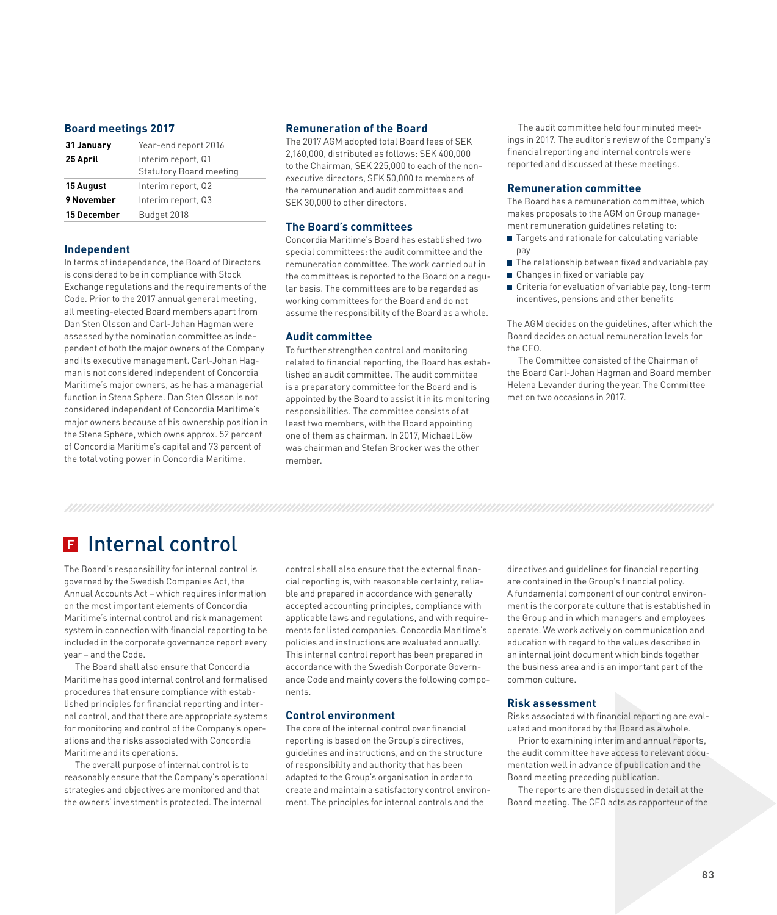### Board meetings 2017

| | |
|---|---|
| **31 January** | Year-end report 2016 |
| **25 April** | Interim report, Q1<br>Statutory Board meeting |
| **15 August** | Interim report, Q2 |
| **9 November** | Interim report, Q3 |
| **15 December** | Budget 2018 |

### Independent

In terms of independence, the Board of Directors is considered to be in compliance with Stock Exchange regulations and the requirements of the Code. Prior to the 2017 annual general meeting, all meeting-elected Board members apart from Dan Sten Olsson and Carl-Johan Hagman were assessed by the nomination committee as independent of both the major owners of the Company and its executive management. Carl-Johan Hagman is not considered independent of Concordia Maritime's major owners, as he has a managerial function in Stena Sphere. Dan Sten Olsson is not considered independent of Concordia Maritime's major owners because of his ownership position in the Stena Sphere, which owns approx. 52 percent of Concordia Maritime's capital and 73 percent of the total voting power in Concordia Maritime.

### Remuneration of the Board

The 2017 AGM adopted total Board fees of SEK 2,160,000, distributed as follows: SEK 400,000 to the Chairman, SEK 225,000 to each of the non-executive directors, SEK 50,000 to members of the remuneration and audit committees and SEK 30,000 to other directors.

### The Board's committees

Concordia Maritime's Board has established two special committees: the audit committee and the remuneration committee. The work carried out in the committees is reported to the Board on a regular basis. The committees are to be regarded as working committees for the Board and do not assume the responsibility of the Board as a whole.

### Audit committee

To further strengthen control and monitoring related to financial reporting, the Board has established an audit committee. The audit committee is a preparatory committee for the Board and is appointed by the Board to assist it in its monitoring responsibilities. The committee consists of at least two members, with the Board appointing one of them as chairman. In 2017, Michael Löw was chairman and Stefan Brocker was the other member.

The audit committee held four minuted meetings in 2017. The auditor's review of the Company's financial reporting and internal controls were reported and discussed at these meetings.

### Remuneration committee

The Board has a remuneration committee, which makes proposals to the AGM on Group management remuneration guidelines relating to:

- Targets and rationale for calculating variable pay
- The relationship between fixed and variable pay
- Changes in fixed or variable pay
- Criteria for evaluation of variable pay, long-term incentives, pensions and other benefits

The AGM decides on the guidelines, after which the Board decides on actual remuneration levels for the CEO.

The Committee consisted of the Chairman of the Board Carl-Johan Hagman and Board member Helena Levander during the year. The Committee met on two occasions in 2017.

# F Internal control

The Board's responsibility for internal control is governed by the Swedish Companies Act, the Annual Accounts Act – which requires information on the most important elements of Concordia Maritime's internal control and risk management system in connection with financial reporting to be included in the corporate governance report every year – and the Code.

The Board shall also ensure that Concordia Maritime has good internal control and formalised procedures that ensure compliance with established principles for financial reporting and internal control, and that there are appropriate systems for monitoring and control of the Company's operations and the risks associated with Concordia Maritime and its operations.

The overall purpose of internal control is to reasonably ensure that the Company's operational strategies and objectives are monitored and that the owners' investment is protected. The internal control shall also ensure that the external financial reporting is, with reasonable certainty, reliable and prepared in accordance with generally accepted accounting principles, compliance with applicable laws and regulations, and with requirements for listed companies. Concordia Maritime's policies and instructions are evaluated annually. This internal control report has been prepared in accordance with the Swedish Corporate Governance Code and mainly covers the following components.

### Control environment

The core of the internal control over financial reporting is based on the Group's directives, guidelines and instructions, and on the structure of responsibility and authority that has been adapted to the Group's organisation in order to create and maintain a satisfactory control environment. The principles for internal controls and the directives and guidelines for financial reporting are contained in the Group's financial policy. A fundamental component of our control environment is the corporate culture that is established in the Group and in which managers and employees operate. We work actively on communication and education with regard to the values described in an internal joint document which binds together the business area and is an important part of the common culture.

### Risk assessment

Risks associated with financial reporting are evaluated and monitored by the Board as a whole.

Prior to examining interim and annual reports, the audit committee have access to relevant documentation well in advance of publication and the Board meeting preceding publication.

The reports are then discussed in detail at the Board meeting. The CFO acts as rapporteur of the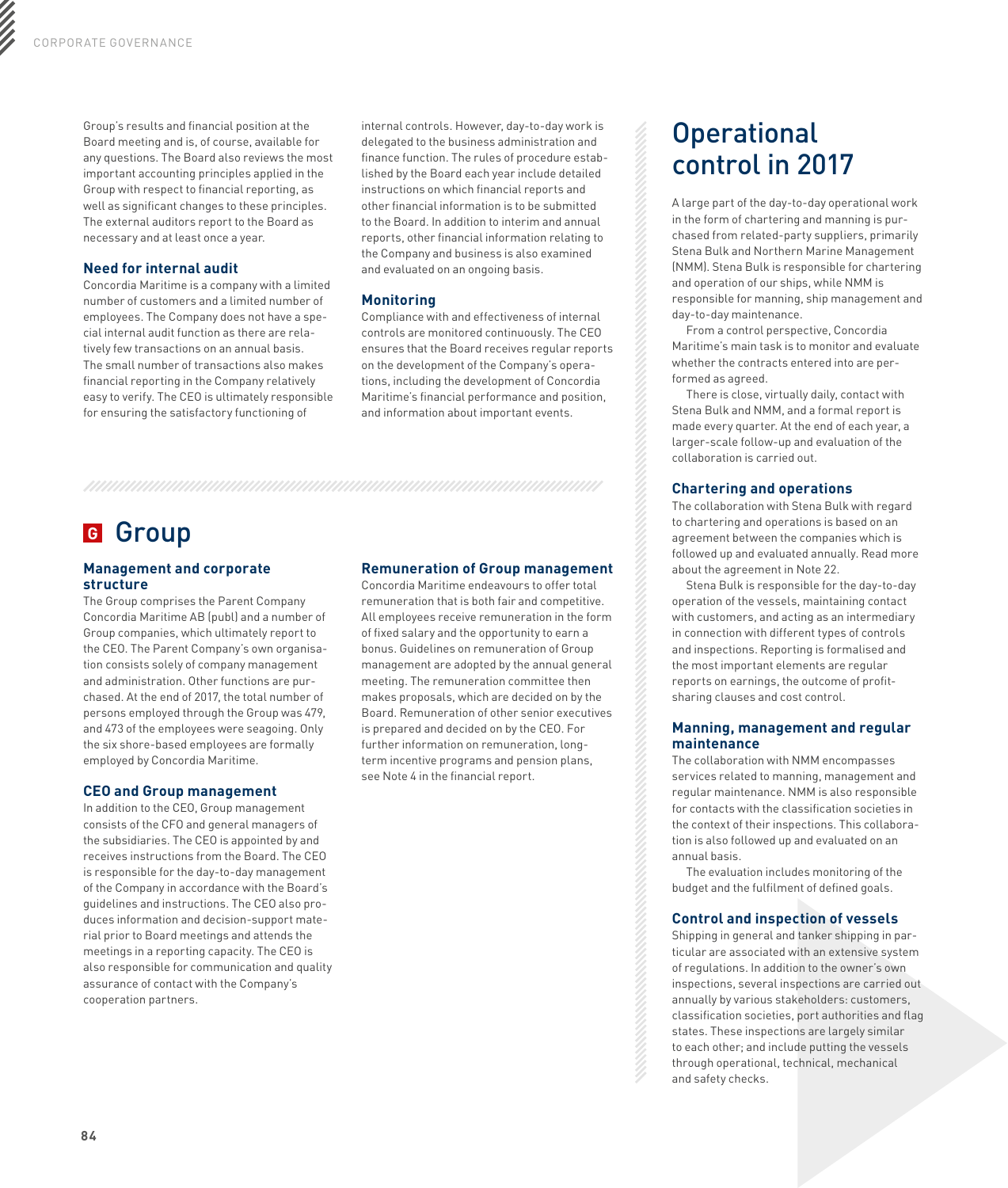Group's results and financial position at the Board meeting and is, of course, available for any questions. The Board also reviews the most important accounting principles applied in the Group with respect to financial reporting, as well as significant changes to these principles. The external auditors report to the Board as necessary and at least once a year.

### Need for internal audit

Concordia Maritime is a company with a limited number of customers and a limited number of employees. The Company does not have a special internal audit function as there are relatively few transactions on an annual basis. The small number of transactions also makes financial reporting in the Company relatively easy to verify. The CEO is ultimately responsible for ensuring the satisfactory functioning of internal controls. However, day-to-day work is delegated to the business administration and finance function. The rules of procedure established by the Board each year include detailed instructions on which financial reports and other financial information is to be submitted to the Board. In addition to interim and annual reports, other financial information relating to the Company and business is also examined and evaluated on an ongoing basis.

### Monitoring

Compliance with and effectiveness of internal controls are monitored continuously. The CEO ensures that the Board receives regular reports on the development of the Company's operations, including the development of Concordia Maritime's financial performance and position, and information about important events.

## G Group

### Management and corporate structure

The Group comprises the Parent Company Concordia Maritime AB (publ) and a number of Group companies, which ultimately report to the CEO. The Parent Company's own organisation consists solely of company management and administration. Other functions are purchased. At the end of 2017, the total number of persons employed through the Group was 479, and 473 of the employees were seagoing. Only the six shore-based employees are formally employed by Concordia Maritime.

### CEO and Group management

In addition to the CEO, Group management consists of the CFO and general managers of the subsidiaries. The CEO is appointed by and receives instructions from the Board. The CEO is responsible for the day-to-day management of the Company in accordance with the Board's guidelines and instructions. The CEO also produces information and decision-support material prior to Board meetings and attends the meetings in a reporting capacity. The CEO is also responsible for communication and quality assurance of contact with the Company's cooperation partners.

### Remuneration of Group management

Concordia Maritime endeavours to offer total remuneration that is both fair and competitive. All employees receive remuneration in the form of fixed salary and the opportunity to earn a bonus. Guidelines on remuneration of Group management are adopted by the annual general meeting. The remuneration committee then makes proposals, which are decided on by the Board. Remuneration of other senior executives is prepared and decided on by the CEO. For further information on remuneration, long-term incentive programs and pension plans, see Note 4 in the financial report.

## Operational control in 2017

A large part of the day-to-day operational work in the form of chartering and manning is purchased from related-party suppliers, primarily Stena Bulk and Northern Marine Management (NMM). Stena Bulk is responsible for chartering and operation of our ships, while NMM is responsible for manning, ship management and day-to-day maintenance.

From a control perspective, Concordia Maritime's main task is to monitor and evaluate whether the contracts entered into are performed as agreed.

There is close, virtually daily, contact with Stena Bulk and NMM, and a formal report is made every quarter. At the end of each year, a larger-scale follow-up and evaluation of the collaboration is carried out.

### Chartering and operations

The collaboration with Stena Bulk with regard to chartering and operations is based on an agreement between the companies which is followed up and evaluated annually. Read more about the agreement in Note 22.

Stena Bulk is responsible for the day-to-day operation of the vessels, maintaining contact with customers, and acting as an intermediary in connection with different types of controls and inspections. Reporting is formalised and the most important elements are regular reports on earnings, the outcome of profit-sharing clauses and cost control.

### Manning, management and regular maintenance

The collaboration with NMM encompasses services related to manning, management and regular maintenance. NMM is also responsible for contacts with the classification societies in the context of their inspections. This collaboration is also followed up and evaluated on an annual basis.

The evaluation includes monitoring of the budget and the fulfilment of defined goals.

### Control and inspection of vessels

Shipping in general and tanker shipping in particular are associated with an extensive system of regulations. In addition to the owner's own inspections, several inspections are carried out annually by various stakeholders: customers, classification societies, port authorities and flag states. These inspections are largely similar to each other; and include putting the vessels through operational, technical, mechanical and safety checks.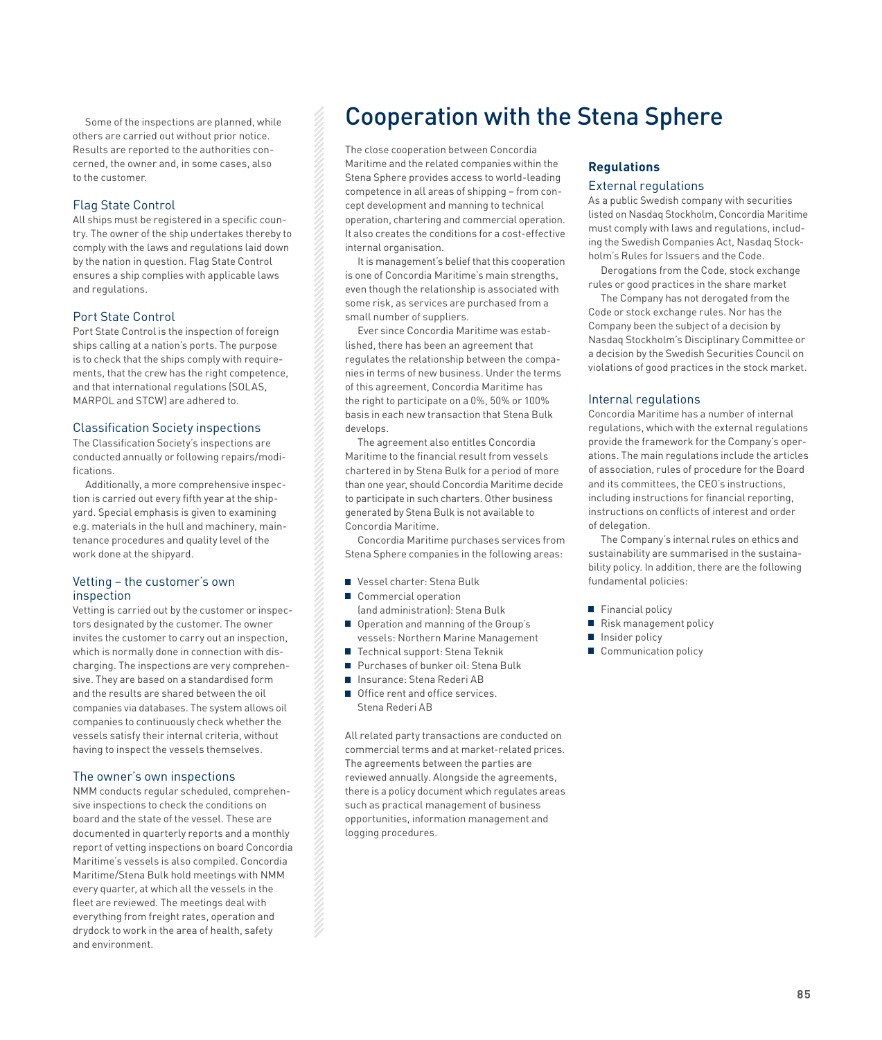Some of the inspections are planned, while others are carried out without prior notice. Results are reported to the authorities concerned, the owner and, in some cases, also to the customer.

### Flag State Control

All ships must be registered in a specific country. The owner of the ship undertakes thereby to comply with the laws and regulations laid down by the nation in question. Flag State Control ensures a ship complies with applicable laws and regulations.

### Port State Control

Port State Control is the inspection of foreign ships calling at a nation's ports. The purpose is to check that the ships comply with requirements, that the crew has the right competence, and that international regulations (SOLAS, MARPOL and STCW) are adhered to.

### Classification Society inspections

The Classification Society's inspections are conducted annually or following repairs/modifications.

Additionally, a more comprehensive inspection is carried out every fifth year at the shipyard. Special emphasis is given to examining e.g. materials in the hull and machinery, maintenance procedures and quality level of the work done at the shipyard.

### Vetting – the customer's own inspection

Vetting is carried out by the customer or inspectors designated by the customer. The owner invites the customer to carry out an inspection, which is normally done in connection with discharging. The inspections are very comprehensive. They are based on a standardised form and the results are shared between the oil companies via databases. The system allows oil companies to continuously check whether the vessels satisfy their internal criteria, without having to inspect the vessels themselves.

### The owner's own inspections

NMM conducts regular scheduled, comprehensive inspections to check the conditions on board and the state of the vessel. These are documented in quarterly reports and a monthly report of vetting inspections on board Concordia Maritime's vessels is also compiled. Concordia Maritime/Stena Bulk hold meetings with NMM every quarter, at which all the vessels in the fleet are reviewed. The meetings deal with everything from freight rates, operation and drydock to work in the area of health, safety and environment.

# Cooperation with the Stena Sphere

The close cooperation between Concordia Maritime and the related companies within the Stena Sphere provides access to world-leading competence in all areas of shipping – from concept development and manning to technical operation, chartering and commercial operation. It also creates the conditions for a cost-effective internal organisation.

It is management's belief that this cooperation is one of Concordia Maritime's main strengths, even though the relationship is associated with some risk, as services are purchased from a small number of suppliers.

Ever since Concordia Maritime was established, there has been an agreement that regulates the relationship between the companies in terms of new business. Under the terms of this agreement, Concordia Maritime has the right to participate on a 0%, 50% or 100% basis in each new transaction that Stena Bulk develops.

The agreement also entitles Concordia Maritime to the financial result from vessels chartered in by Stena Bulk for a period of more than one year, should Concordia Maritime decide to participate in such charters. Other business generated by Stena Bulk is not available to Concordia Maritime.

Concordia Maritime purchases services from Stena Sphere companies in the following areas:

- Vessel charter: Stena Bulk
- Commercial operation (and administration): Stena Bulk
- Operation and manning of the Group's vessels: Northern Marine Management
- Technical support: Stena Teknik
- Purchases of bunker oil: Stena Bulk
- Insurance: Stena Rederi AB
- Office rent and office services. Stena Rederi AB

All related party transactions are conducted on commercial terms and at market-related prices. The agreements between the parties are reviewed annually. Alongside the agreements, there is a policy document which regulates areas such as practical management of business opportunities, information management and logging procedures.

## Regulations

### External regulations

As a public Swedish company with securities listed on Nasdaq Stockholm, Concordia Maritime must comply with laws and regulations, including the Swedish Companies Act, Nasdaq Stockholm's Rules for Issuers and the Code.

Derogations from the Code, stock exchange rules or good practices in the share market

The Company has not derogated from the Code or stock exchange rules. Nor has the Company been the subject of a decision by Nasdaq Stockholm's Disciplinary Committee or a decision by the Swedish Securities Council on violations of good practices in the stock market.

### Internal regulations

Concordia Maritime has a number of internal regulations, which with the external regulations provide the framework for the Company's operations. The main regulations include the articles of association, rules of procedure for the Board and its committees, the CEO's instructions, including instructions for financial reporting, instructions on conflicts of interest and order of delegation.

The Company's internal rules on ethics and sustainability are summarised in the sustainability policy. In addition, there are the following fundamental policies:

- Financial policy
- Risk management policy
- Insider policy
- Communication policy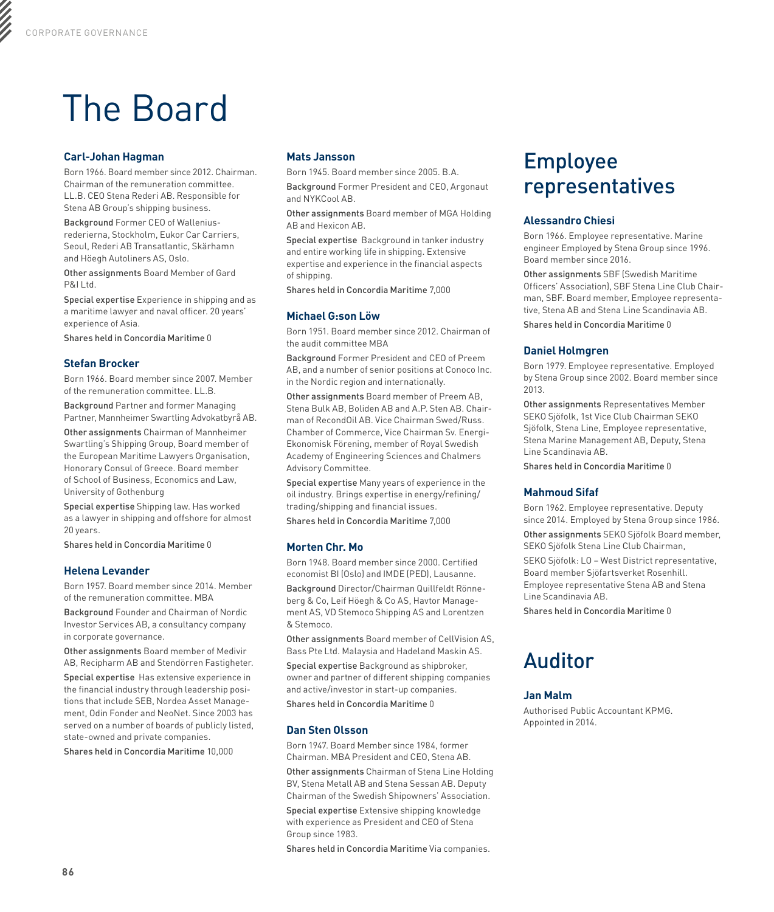# The Board

### Carl-Johan Hagman

Born 1966. Board member since 2012. Chairman. Chairman of the remuneration committee. LL.B. CEO Stena Rederi AB. Responsible for Stena AB Group's shipping business.

Background Former CEO of Wallenius-rederierna, Stockholm, Eukor Car Carriers, Seoul, Rederi AB Transatlantic, Skärhamn and Höegh Autoliners AS, Oslo.

Other assignments Board Member of Gard P&I Ltd.

Special expertise Experience in shipping and as a maritime lawyer and naval officer. 20 years' experience of Asia.

Shares held in Concordia Maritime 0

### Stefan Brocker

Born 1966. Board member since 2007. Member of the remuneration committee. LL.B.

Background Partner and former Managing Partner, Mannheimer Swartling Advokatbyrå AB.

Other assignments Chairman of Mannheimer Swartling's Shipping Group, Board member of the European Maritime Lawyers Organisation, Honorary Consul of Greece. Board member of School of Business, Economics and Law, University of Gothenburg

Special expertise Shipping law. Has worked as a lawyer in shipping and offshore for almost 20 years.

Shares held in Concordia Maritime 0

### Helena Levander

Born 1957. Board member since 2014. Member of the remuneration committee. MBA

Background Founder and Chairman of Nordic Investor Services AB, a consultancy company in corporate governance.

Other assignments Board member of Medivir AB, Recipharm AB and Stendörren Fastigheter.

Special expertise Has extensive experience in the financial industry through leadership positions that include SEB, Nordea Asset Management, Odin Fonder and NeoNet. Since 2003 has served on a number of boards of publicly listed, state-owned and private companies.

Shares held in Concordia Maritime 10,000

### Mats Jansson

Born 1945. Board member since 2005. B.A.

Background Former President and CEO, Argonaut and NYKCool AB.

Other assignments Board member of MGA Holding AB and Hexicon AB.

Special expertise Background in tanker industry and entire working life in shipping. Extensive expertise and experience in the financial aspects of shipping.

Shares held in Concordia Maritime 7,000

### Michael G:son Löw

Born 1951. Board member since 2012. Chairman of the audit committee MBA

Background Former President and CEO of Preem AB, and a number of senior positions at Conoco Inc. in the Nordic region and internationally.

Other assignments Board member of Preem AB, Stena Bulk AB, Boliden AB and A.P. Sten AB. Chairman of RecondOil AB. Vice Chairman Swed/Russ. Chamber of Commerce, Vice Chairman Sv. Energi-Ekonomisk Förening, member of Royal Swedish Academy of Engineering Sciences and Chalmers Advisory Committee.

Special expertise Many years of experience in the oil industry. Brings expertise in energy/refining/trading/shipping and financial issues.

Shares held in Concordia Maritime 7,000

### Morten Chr. Mo

Born 1948. Board member since 2000. Certified economist BI (Oslo) and IMDE (PED), Lausanne.

Background Director/Chairman Quillfeldt Rönneberg & Co, Leif Höegh & Co AS, Havtor Management AS, VD Stemoco Shipping AS and Lorentzen & Stemoco.

Other assignments Board member of CellVision AS, Bass Pte Ltd. Malaysia and Hadeland Maskin AS.

Special expertise Background as shipbroker, owner and partner of different shipping companies and active/investor in start-up companies.

Shares held in Concordia Maritime 0

### Dan Sten Olsson

Born 1947. Board Member since 1984, former Chairman. MBA President and CEO, Stena AB.

Other assignments Chairman of Stena Line Holding BV, Stena Metall AB and Stena Sessan AB. Deputy Chairman of the Swedish Shipowners' Association.

Special expertise Extensive shipping knowledge with experience as President and CEO of Stena Group since 1983.

Shares held in Concordia Maritime Via companies.

# Employee representatives

### Alessandro Chiesi

Born 1966. Employee representative. Marine engineer Employed by Stena Group since 1996. Board member since 2016.

Other assignments SBF (Swedish Maritime Officers' Association), SBF Stena Line Club Chairman, SBF. Board member, Employee representative, Stena AB and Stena Line Scandinavia AB.

Shares held in Concordia Maritime 0

### Daniel Holmgren

Born 1979. Employee representative. Employed by Stena Group since 2002. Board member since 2013.

Other assignments Representatives Member SEKO Sjöfolk, 1st Vice Club Chairman SEKO Sjöfolk, Stena Line, Employee representative, Stena Marine Management AB, Deputy, Stena Line Scandinavia AB.

Shares held in Concordia Maritime 0

### Mahmoud Sifaf

Born 1962. Employee representative. Deputy since 2014. Employed by Stena Group since 1986.

Other assignments SEKO Sjöfolk Board member, SEKO Sjöfolk Stena Line Club Chairman,

SEKO Sjöfolk: LO – West District representative, Board member Sjöfartsverket Rosenhill. Employee representative Stena AB and Stena Line Scandinavia AB.

Shares held in Concordia Maritime 0

# Auditor

### Jan Malm

Authorised Public Accountant KPMG. Appointed in 2014.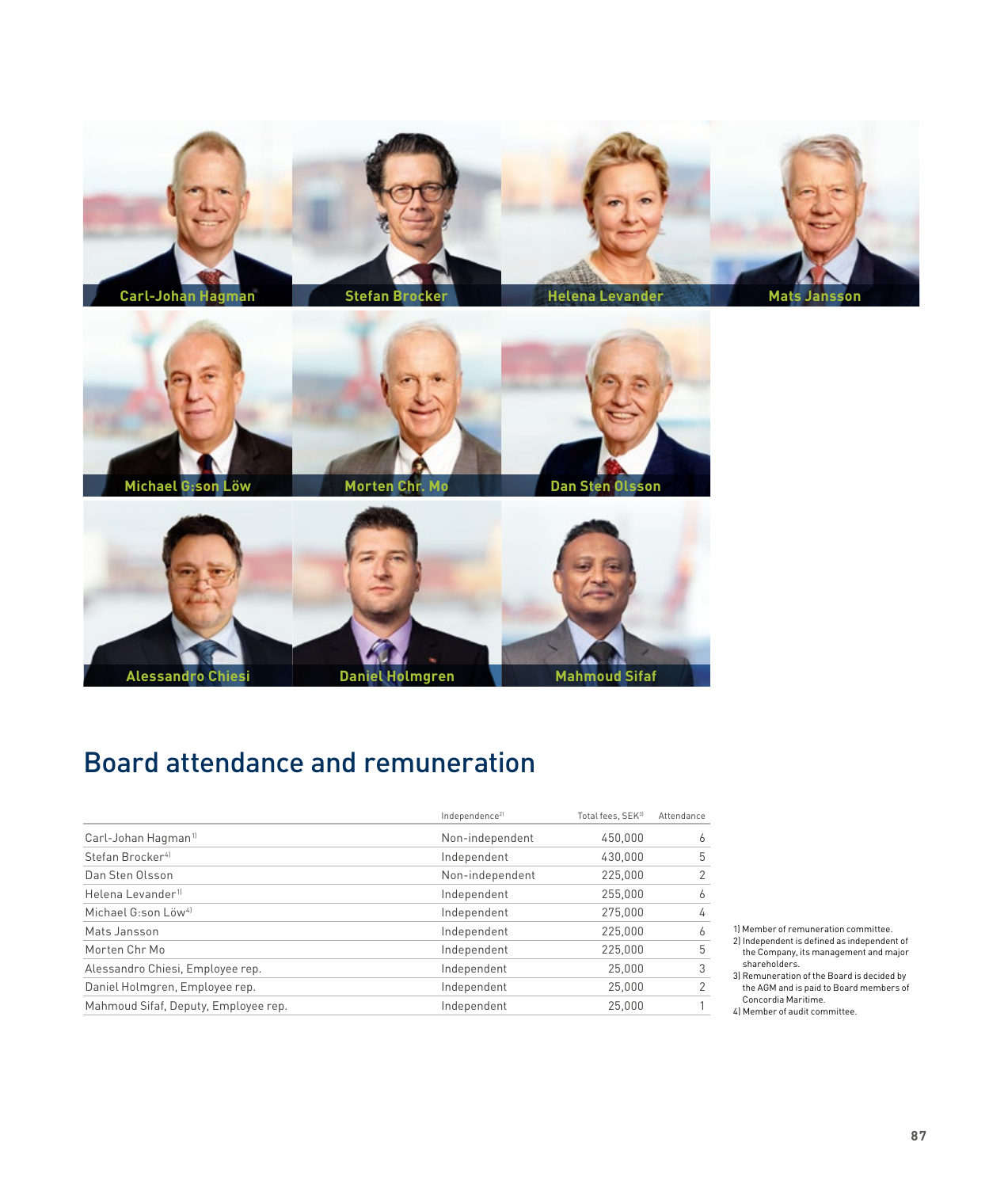Carl-Johan Hagman

Stefan Brocker

Helena Levander

Mats Jansson

Michael G:son Löw

Morten Chr. Mo

Dan Sten Olsson

Alessandro Chiesi

Daniel Holmgren

Mahmoud Sifaf

# Board attendance and remuneration

| | Independence[2] | Total fees, SEK[3] | Attendance |
|---|---|---|---|
| Carl-Johan Hagman[1] | Non-independent | 450,000 | 6 |
| Stefan Brocker[4] | Independent | 430,000 | 5 |
| Dan Sten Olsson | Non-independent | 225,000 | 2 |
| Helena Levander[1] | Independent | 255,000 | 6 |
| Michael G:son Löw[4] | Independent | 275,000 | 4 |
| Mats Jansson | Independent | 225,000 | 6 |
| Morten Chr Mo | Independent | 225,000 | 5 |
| Alessandro Chiesi, Employee rep. | Independent | 25,000 | 3 |
| Daniel Holmgren, Employee rep. | Independent | 25,000 | 2 |
| Mahmoud Sifaf, Deputy, Employee rep. | Independent | 25,000 | 1 |

1) Member of remuneration committee.
2) Independent is defined as independent of the Company, its management and major shareholders.
3) Remuneration of the Board is decided by the AGM and is paid to Board members of Concordia Maritime.
4) Member of audit committee.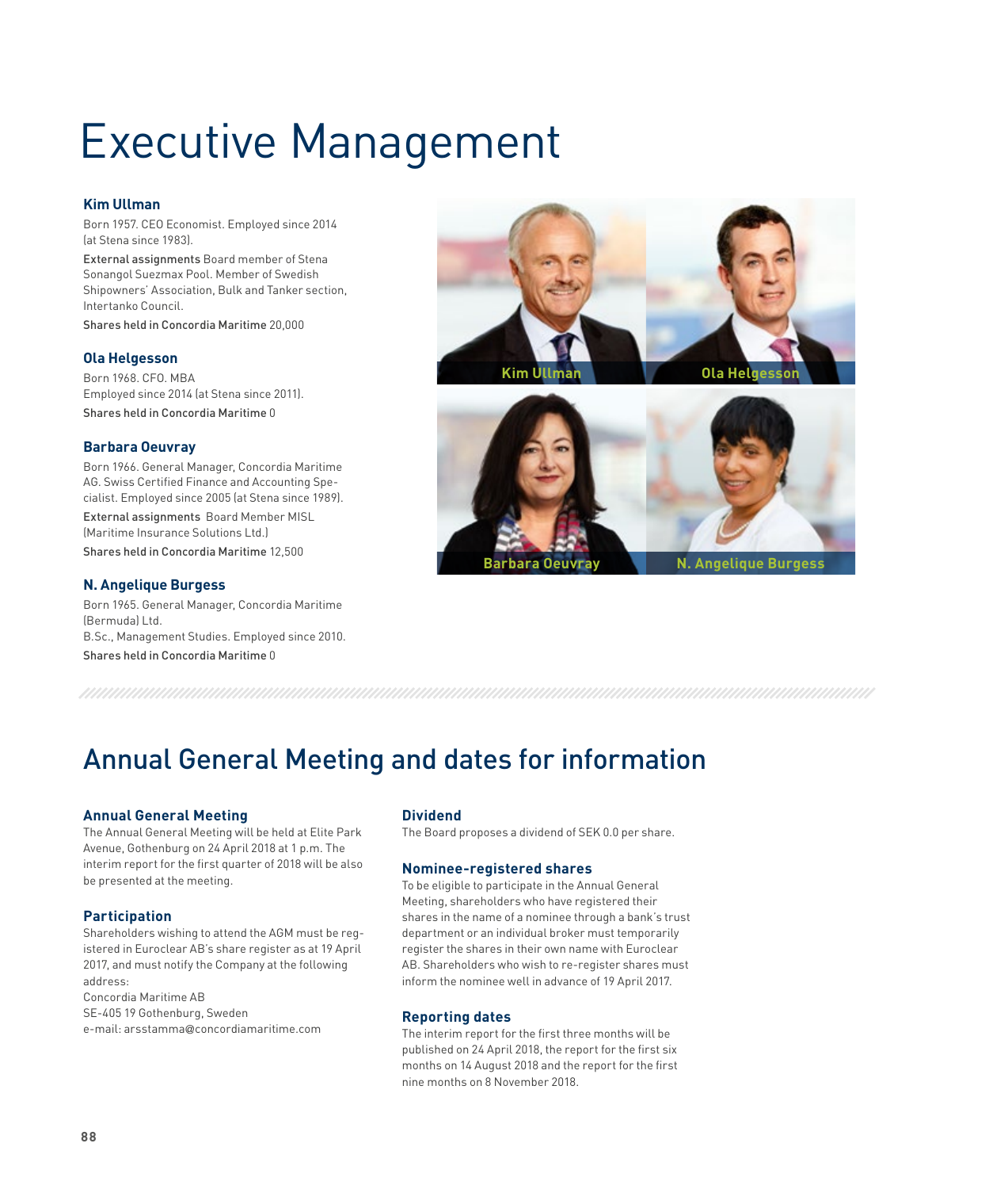# Executive Management

### Kim Ullman

Born 1957. CEO Economist. Employed since 2014 (at Stena since 1983).

**External assignments** Board member of Stena Sonangol Suezmax Pool. Member of Swedish Shipowners' Association, Bulk and Tanker section, Intertanko Council.

**Shares held in Concordia Maritime** 20,000

### Ola Helgesson

Born 1968. CFO. MBA
Employed since 2014 (at Stena since 2011).

**Shares held in Concordia Maritime** 0

### Barbara Oeuvray

Born 1966. General Manager, Concordia Maritime AG. Swiss Certified Finance and Accounting Specialist. Employed since 2005 (at Stena since 1989).

**External assignments** Board Member MISL (Maritime Insurance Solutions Ltd.)

**Shares held in Concordia Maritime** 12,500

### N. Angelique Burgess

Born 1965. General Manager, Concordia Maritime (Bermuda) Ltd.
B.Sc., Management Studies. Employed since 2010.

**Shares held in Concordia Maritime** 0

Kim Ullman

Ola Helgesson

Barbara Oeuvray

N. Angelique Burgess

## Annual General Meeting and dates for information

### Annual General Meeting

The Annual General Meeting will be held at Elite Park Avenue, Gothenburg on 24 April 2018 at 1 p.m. The interim report for the first quarter of 2018 will be also be presented at the meeting.

### Participation

Shareholders wishing to attend the AGM must be registered in Euroclear AB's share register as at 19 April 2017, and must notify the Company at the following address:
Concordia Maritime AB
SE-405 19 Gothenburg, Sweden
e-mail: arsstamma@concordiamaritime.com

### Dividend

The Board proposes a dividend of SEK 0.0 per share.

### Nominee-registered shares

To be eligible to participate in the Annual General Meeting, shareholders who have registered their shares in the name of a nominee through a bank's trust department or an individual broker must temporarily register the shares in their own name with Euroclear AB. Shareholders who wish to re-register shares must inform the nominee well in advance of 19 April 2017.

### Reporting dates

The interim report for the first three months will be published on 24 April 2018, the report for the first six months on 14 August 2018 and the report for the first nine months on 8 November 2018.